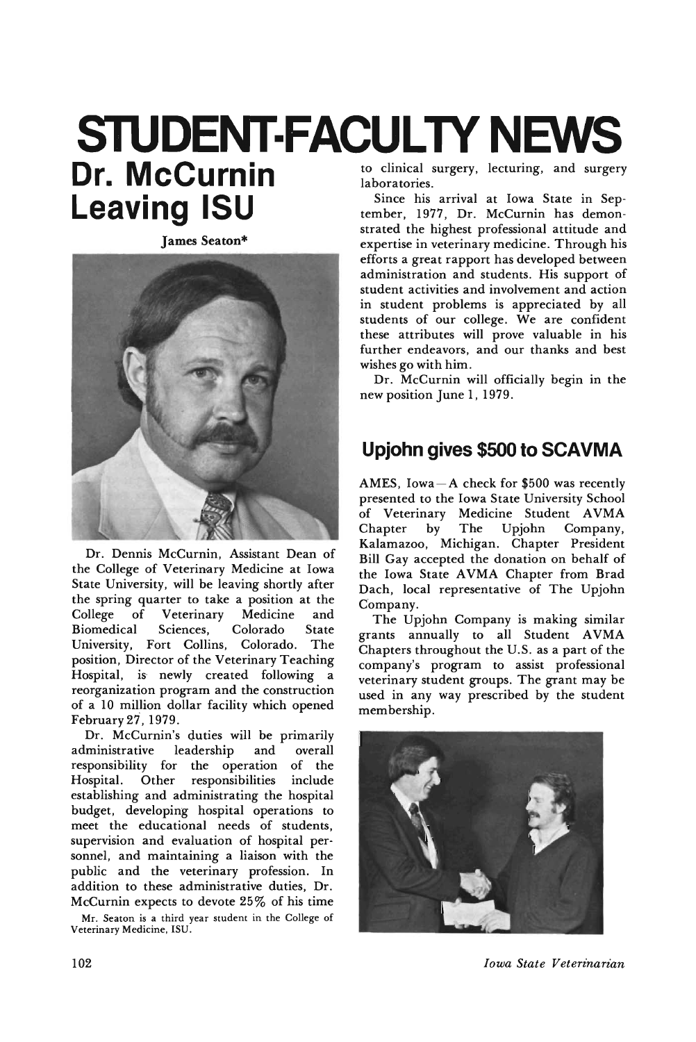# STUDENT-FACULTY NEWS

## Dr. McCurnin Leaving ISU

James Seaton*

Dr. Dennis McCurnin, Assistant Dean of the College of Veterinary Medicine at Iowa State University, will be leaving shortly after the spring quarter to take a position at the College of Veterinary Medicine and Biomedical Sciences, Colorado State University, Fort Collins, Colorado. The position, Director of the Veterinary Teaching Hospital, is newly created following a reorganization program and the construction of a 10 million dollar facility which opened February 27, 1979.

Dr. McCurnin's duties will be primarily administrative leadership and overall responsibility for the operation of the Hospital. Other responsibilities include establishing and administrating the hospital budget, developing hospital operations to meet the educational needs of students, supervision and evaluation of hospital personnel, and maintaining a liaison with the public and the veterinary profession. In addition to these administrative duties, Dr. McCurnin expects to devote 25% of his time to clinical surgery, lecturing, and surgery laboratories.

Since his arrival at Iowa State in September, 1977, Dr. McCurnin has demonstrated the highest professional attitude and expertise in veterinary medicine. Through his efforts a great rapport has developed between administration and students. His support of student activities and involvement and action in student problems is appreciated by all students of our college. We are confident these attributes will prove valuable in his further endeavors, and our thanks and best wishes go with him.

Dr. McCurnin will officially begin in the new position June 1, 1979.

*Mr. Seaton is a third year student in the College of Veterinary Medicine, ISU.

## Upjohn gives $500 to SCAVMA

AMES, Iowa—A check for $500 was recently presented to the Iowa State University School of Veterinary Medicine Student AVMA Chapter by The Upjohn Company, Kalamazoo, Michigan. Chapter President Bill Gay accepted the donation on behalf of the Iowa State AVMA Chapter from Brad Dach, local representative of The Upjohn Company.

The Upjohn Company is making similar grants annually to all Student AVMA Chapters throughout the U.S. as a part of the company's program to assist professional veterinary student groups. The grant may be used in any way prescribed by the student membership.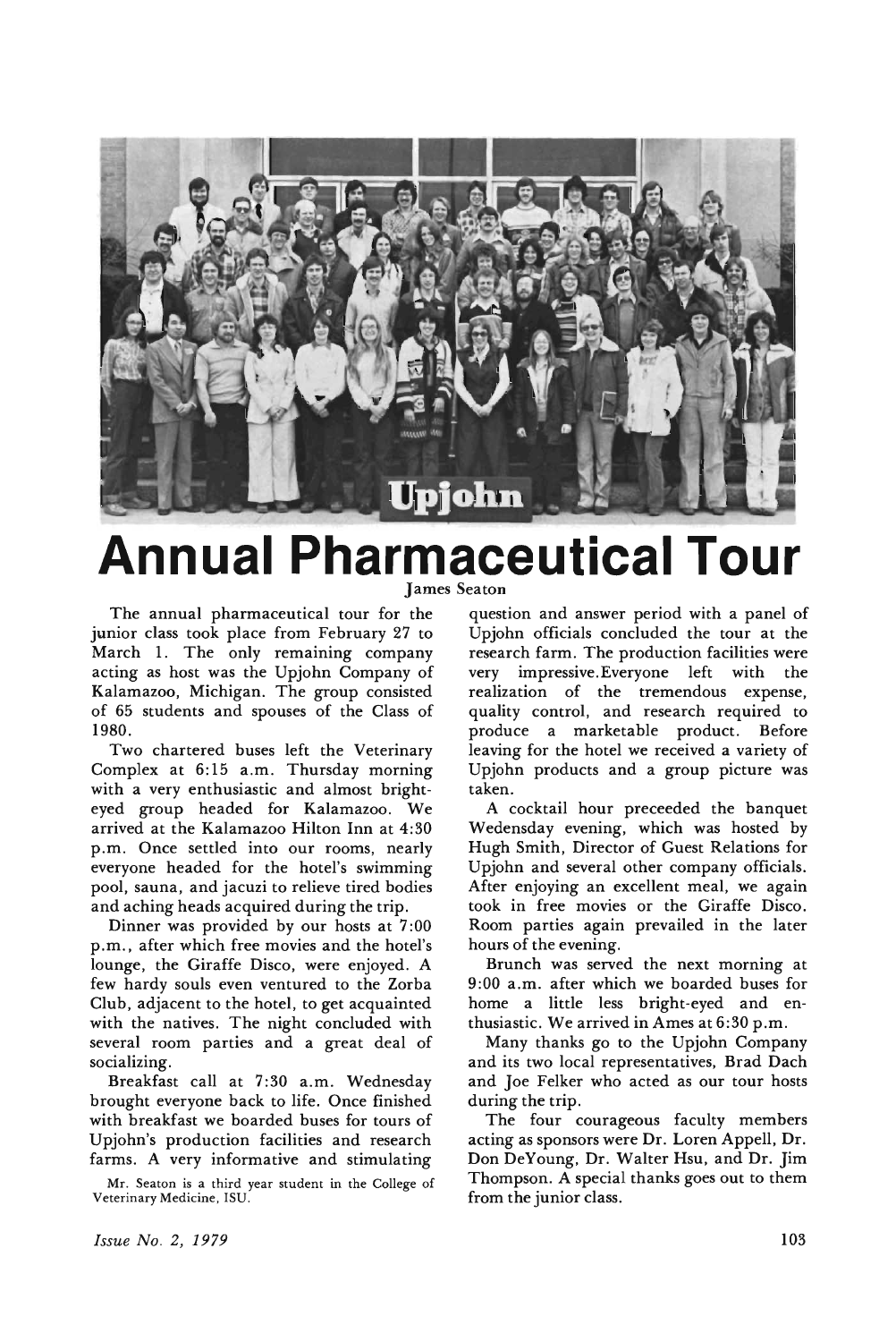# Annual Pharmaceutical Tour

James Seaton

The annual pharmaceutical tour for the junior class took place from February 27 to March 1. The only remaining company acting as host was the Upjohn Company of Kalamazoo, Michigan. The group consisted of 65 students and spouses of the Class of 1980.

Two chartered buses left the Veterinary Complex at 6:15 a.m. Thursday morning with a very enthusiastic and almost bright-eyed group headed for Kalamazoo. We arrived at the Kalamazoo Hilton Inn at 4:30 p.m. Once settled into our rooms, nearly everyone headed for the hotel's swimming pool, sauna, and jacuzi to relieve tired bodies and aching heads acquired during the trip.

Dinner was provided by our hosts at 7:00 p.m., after which free movies and the hotel's lounge, the Giraffe Disco, were enjoyed. A few hardy souls even ventured to the Zorba Club, adjacent to the hotel, to get acquainted with the natives. The night concluded with several room parties and a great deal of socializing.

Breakfast call at 7:30 a.m. Wednesday brought everyone back to life. Once finished with breakfast we boarded buses for tours of Upjohn's production facilities and research farms. A very informative and stimulating question and answer period with a panel of Upjohn officials concluded the tour at the research farm. The production facilities were very impressive.Everyone left with the realization of the tremendous expense, quality control, and research required to produce a marketable product. Before leaving for the hotel we received a variety of Upjohn products and a group picture was taken.

A cocktail hour preceeded the banquet Wedensday evening, which was hosted by Hugh Smith, Director of Guest Relations for Upjohn and several other company officials. After enjoying an excellent meal, we again took in free movies or the Giraffe Disco. Room parties again prevailed in the later hours of the evening.

Brunch was served the next morning at 9:00 a.m. after which we boarded buses for home a little less bright-eyed and enthusiastic. We arrived in Ames at 6:30 p.m.

Many thanks go to the Upjohn Company and its two local representatives, Brad Dach and Joe Felker who acted as our tour hosts during the trip.

The four courageous faculty members acting as sponsors were Dr. Loren Appell, Dr. Don DeYoung, Dr. Walter Hsu, and Dr. Jim Thompson. A special thanks goes out to them from the junior class.

Mr. Seaton is a third year student in the College of Veterinary Medicine, ISU.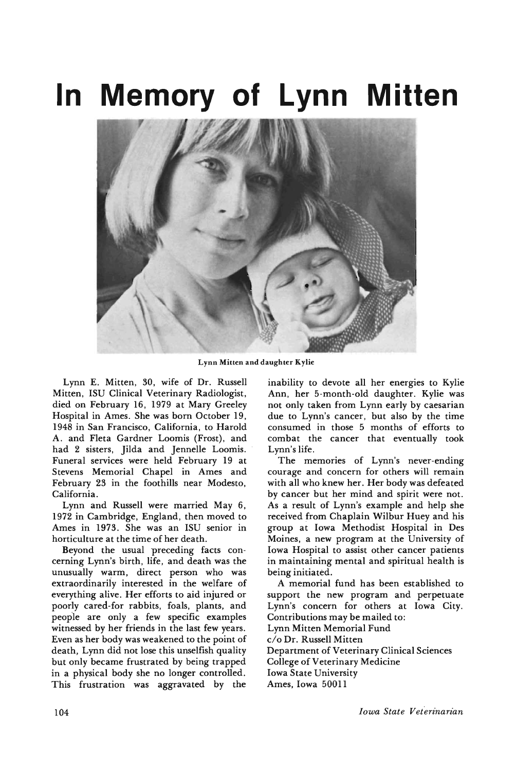# In Memory of Lynn Mitten

Lynn Mitten and daughter Kylie

Lynn E. Mitten, 30, wife of Dr. Russell Mitten, ISU Clinical Veterinary Radiologist, died on February 16, 1979 at Mary Greeley Hospital in Ames. She was born October 19, 1948 in San Francisco, California, to Harold A. and Fleta Gardner Loomis (Frost), and had 2 sisters, Jilda and Jennelle Loomis. Funeral services were held February 19 at Stevens Memorial Chapel in Ames and February 23 in the foothills near Modesto, California.

Lynn and Russell were married May 6, 1972 in Cambridge, England, then moved to Ames in 1973. She was an ISU senior in horticulture at the time of her death.

Beyond the usual preceding facts concerning Lynn's birth, life, and death was the unusually warm, direct person who was extraordinarily interested in the welfare of everything alive. Her efforts to aid injured or poorly cared-for rabbits, foals, plants, and people are only a few specific examples witnessed by her friends in the last few years. Even as her body was weakened to the point of death, Lynn did not lose this unselfish quality but only became frustrated by being trapped in a physical body she no longer controlled. This frustration was aggravated by the inability to devote all her energies to Kylie Ann, her 5-month-old daughter. Kylie was not only taken from Lynn early by caesarian due to Lynn's cancer, but also by the time consumed in those 5 months of efforts to combat the cancer that eventually took Lynn's life.

The memories of Lynn's never-ending courage and concern for others will remain with all who knew her. Her body was defeated by cancer but her mind and spirit were not. As a result of Lynn's example and help she received from Chaplain Wilbur Huey and his group at Iowa Methodist Hospital in Des Moines, a new program at the University of Iowa Hospital to assist other cancer patients in maintaining mental and spiritual health is being initiated.

A memorial fund has been established to support the new program and perpetuate Lynn's concern for others at Iowa City. Contributions may be mailed to:

Lynn Mitten Memorial Fund
c/o Dr. Russell Mitten
Department of Veterinary Clinical Sciences
College of Veterinary Medicine
Iowa State University
Ames, Iowa 50011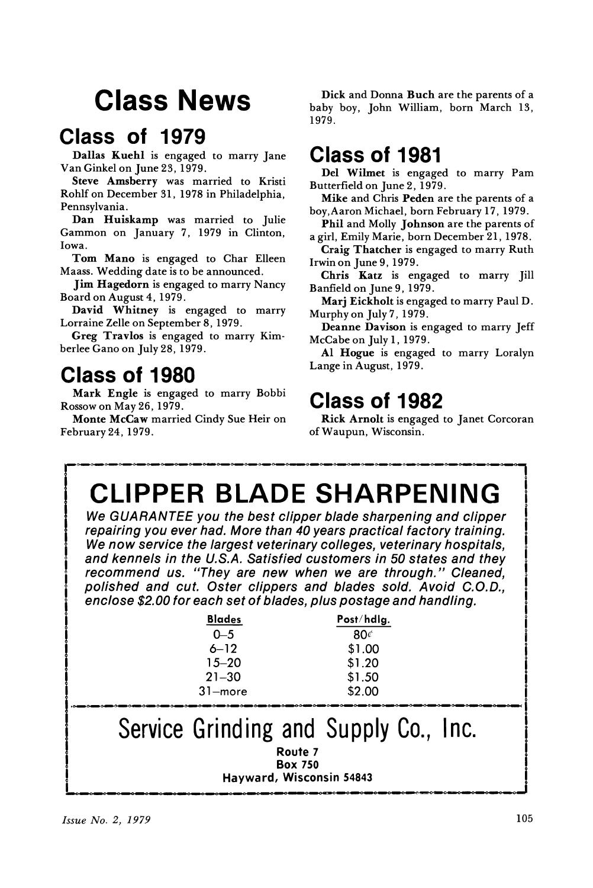# Class News

## Class of 1979

**Dallas Kuehl** is engaged to marry Jane Van Ginkel on June 23, 1979.

**Steve Amsberry** was married to Kristi Rohlf on December 31, 1978 in Philadelphia, Pennsylvania.

**Dan Huiskamp** was married to Julie Gammon on January 7, 1979 in Clinton, Iowa.

**Tom Mano** is engaged to Char Elleen Maass. Wedding date is to be announced.

**Jim Hagedorn** is engaged to marry Nancy Board on August 4, 1979.

**David Whitney** is engaged to marry Lorraine Zelle on September 8, 1979.

**Greg Travlos** is engaged to marry Kimberlee Gano on July 28, 1979.

## Class of 1980

**Mark Engle** is engaged to marry Bobbi Rossow on May 26, 1979.

**Monte McCaw** married Cindy Sue Heir on February 24, 1979.

Dick and Donna **Buch** are the parents of a baby boy, John William, born March 13, 1979.

## Class of 1981

**Del Wilmet** is engaged to marry Pam Butterfield on June 2, 1979.

**Mike** and Chris **Peden** are the parents of a boy, Aaron Michael, born February 17, 1979.

**Phil** and Molly **Johnson** are the parents of a girl, Emily Marie, born December 21, 1978.

**Craig Thatcher** is engaged to marry Ruth Irwin on June 9, 1979.

**Chris Katz** is engaged to marry Jill Banfield on June 9, 1979.

**Marj Eickholt** is engaged to marry Paul D. Murphy on July 7, 1979.

**Deanne Davison** is engaged to marry Jeff McCabe on July 1, 1979.

**Al Hogue** is engaged to marry Loralyn Lange in August, 1979.

## Class of 1982

**Rick Arnolt** is engaged to Janet Corcoran of Waupun, Wisconsin.

---

# CLIPPER BLADE SHARPENING

*We GUARANTEE you the best clipper blade sharpening and clipper repairing you ever had. More than 40 years practical factory training. We now service the largest veterinary colleges, veterinary hospitals, and kennels in the U.S.A. Satisfied customers in 50 states and they recommend us. "They are new when we are through." Cleaned, polished and cut. Oster clippers and blades sold. Avoid C.O.D., enclose $2.00 for each set of blades, plus postage and handling.*

| Blades | Post/hdlg. |
|---|---|
| 0–5 | 80¢ |
| 6–12 | $1.00 |
| 15–20 | $1.20 |
| 21–30 | $1.50 |
| 31–more | $2.00 |

## Service Grinding and Supply Co., Inc.

**Route 7**
**Box 750**
**Hayward, Wisconsin 54843**